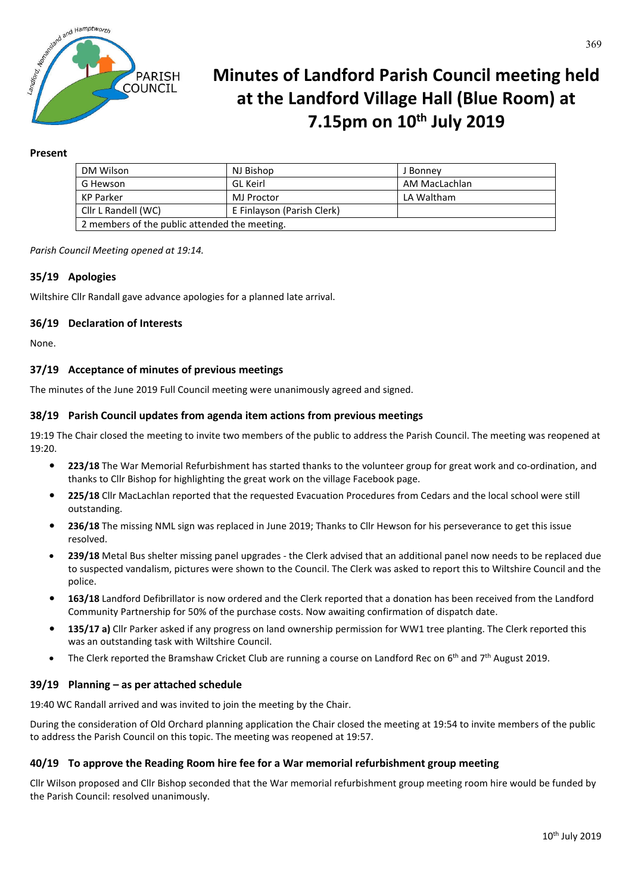# Minutes of Landford Parish Council meeting held at the Landford Village Hall (Blue Room) at 7.15pm on 10th July 2019

**Present**

| | | |
|---|---|---|
| DM Wilson | NJ Bishop | J Bonney |
| G Hewson | GL Keirl | AM MacLachlan |
| KP Parker | MJ Proctor | LA Waltham |
| Cllr L Randell (WC) | E Finlayson (Parish Clerk) | |
| 2 members of the public attended the meeting. | | |

*Parish Council Meeting opened at 19:14.*

### 35/19 Apologies

Wiltshire Cllr Randall gave advance apologies for a planned late arrival.

### 36/19 Declaration of Interests

None.

### 37/19 Acceptance of minutes of previous meetings

The minutes of the June 2019 Full Council meeting were unanimously agreed and signed.

### 38/19 Parish Council updates from agenda item actions from previous meetings

19:19 The Chair closed the meeting to invite two members of the public to address the Parish Council. The meeting was reopened at 19:20.

- **223/18** The War Memorial Refurbishment has started thanks to the volunteer group for great work and co-ordination, and thanks to Cllr Bishop for highlighting the great work on the village Facebook page.
- **225/18** Cllr MacLachlan reported that the requested Evacuation Procedures from Cedars and the local school were still outstanding.
- **236/18** The missing NML sign was replaced in June 2019; Thanks to Cllr Hewson for his perseverance to get this issue resolved.
- **239/18** Metal Bus shelter missing panel upgrades - the Clerk advised that an additional panel now needs to be replaced due to suspected vandalism, pictures were shown to the Council. The Clerk was asked to report this to Wiltshire Council and the police.
- **163/18** Landford Defibrillator is now ordered and the Clerk reported that a donation has been received from the Landford Community Partnership for 50% of the purchase costs. Now awaiting confirmation of dispatch date.
- **135/17 a)** Cllr Parker asked if any progress on land ownership permission for WW1 tree planting. The Clerk reported this was an outstanding task with Wiltshire Council.
- The Clerk reported the Bramshaw Cricket Club are running a course on Landford Rec on 6th and 7th August 2019.

### 39/19 Planning – as per attached schedule

19:40 WC Randall arrived and was invited to join the meeting by the Chair.

During the consideration of Old Orchard planning application the Chair closed the meeting at 19:54 to invite members of the public to address the Parish Council on this topic. The meeting was reopened at 19:57.

### 40/19 To approve the Reading Room hire fee for a War memorial refurbishment group meeting

Cllr Wilson proposed and Cllr Bishop seconded that the War memorial refurbishment group meeting room hire would be funded by the Parish Council: resolved unanimously.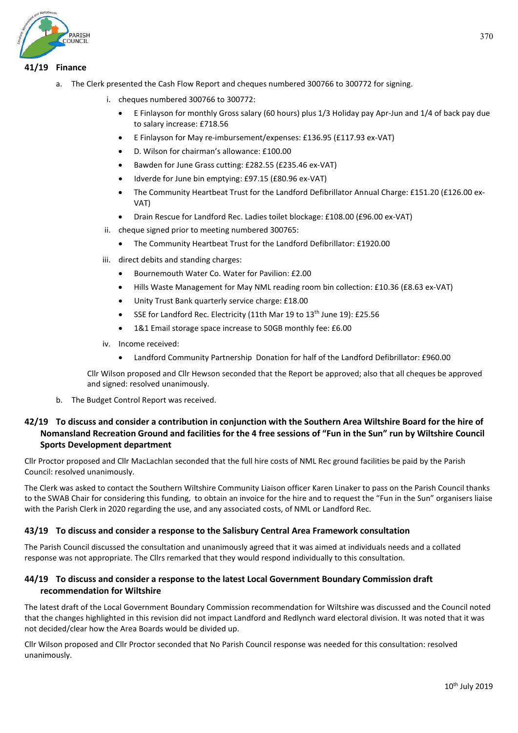### 41/19 Finance

a. The Clerk presented the Cash Flow Report and cheques numbered 300766 to 300772 for signing.

   i. cheques numbered 300766 to 300772:
   - E Finlayson for monthly Gross salary (60 hours) plus 1/3 Holiday pay Apr-Jun and 1/4 of back pay due to salary increase: £718.56
   - E Finlayson for May re-imbursement/expenses: £136.95 (£117.93 ex-VAT)
   - D. Wilson for chairman's allowance: £100.00
   - Bawden for June Grass cutting: £282.55 (£235.46 ex-VAT)
   - Idverde for June bin emptying: £97.15 (£80.96 ex-VAT)
   - The Community Heartbeat Trust for the Landford Defibrillator Annual Charge: £151.20 (£126.00 ex-VAT)
   - Drain Rescue for Landford Rec. Ladies toilet blockage: £108.00 (£96.00 ex-VAT)

   ii. cheque signed prior to meeting numbered 300765:
   - The Community Heartbeat Trust for the Landford Defibrillator: £1920.00

   iii. direct debits and standing charges:
   - Bournemouth Water Co. Water for Pavilion: £2.00
   - Hills Waste Management for May NML reading room bin collection: £10.36 (£8.63 ex-VAT)
   - Unity Trust Bank quarterly service charge: £18.00
   - SSE for Landford Rec. Electricity (11th Mar 19 to 13th June 19): £25.56
   - 1&1 Email storage space increase to 50GB monthly fee: £6.00

   iv. Income received:
   - Landford Community Partnership Donation for half of the Landford Defibrillator: £960.00

   Cllr Wilson proposed and Cllr Hewson seconded that the Report be approved; also that all cheques be approved and signed: resolved unanimously.

b. The Budget Control Report was received.

### 42/19 To discuss and consider a contribution in conjunction with the Southern Area Wiltshire Board for the hire of Nomansland Recreation Ground and facilities for the 4 free sessions of "Fun in the Sun" run by Wiltshire Council Sports Development department

Cllr Proctor proposed and Cllr MacLachlan seconded that the full hire costs of NML Rec ground facilities be paid by the Parish Council: resolved unanimously.

The Clerk was asked to contact the Southern Wiltshire Community Liaison officer Karen Linaker to pass on the Parish Council thanks to the SWAB Chair for considering this funding, to obtain an invoice for the hire and to request the "Fun in the Sun" organisers liaise with the Parish Clerk in 2020 regarding the use, and any associated costs, of NML or Landford Rec.

### 43/19 To discuss and consider a response to the Salisbury Central Area Framework consultation

The Parish Council discussed the consultation and unanimously agreed that it was aimed at individuals needs and a collated response was not appropriate. The Cllrs remarked that they would respond individually to this consultation.

### 44/19 To discuss and consider a response to the latest Local Government Boundary Commission draft recommendation for Wiltshire

The latest draft of the Local Government Boundary Commission recommendation for Wiltshire was discussed and the Council noted that the changes highlighted in this revision did not impact Landford and Redlynch ward electoral division. It was noted that it was not decided/clear how the Area Boards would be divided up.

Cllr Wilson proposed and Cllr Proctor seconded that No Parish Council response was needed for this consultation: resolved unanimously.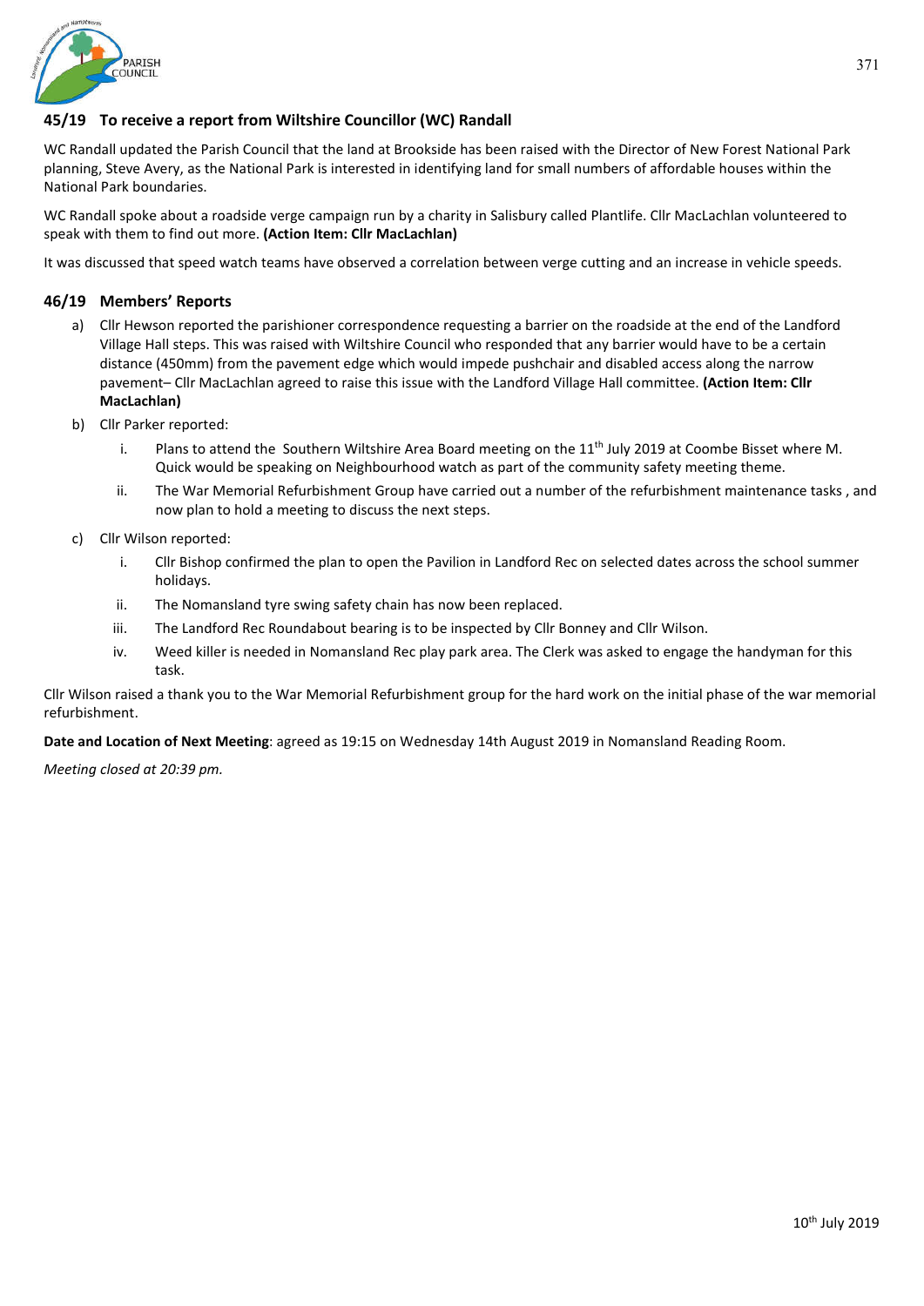### 45/19 To receive a report from Wiltshire Councillor (WC) Randall

WC Randall updated the Parish Council that the land at Brookside has been raised with the Director of New Forest National Park planning, Steve Avery, as the National Park is interested in identifying land for small numbers of affordable houses within the National Park boundaries.

WC Randall spoke about a roadside verge campaign run by a charity in Salisbury called Plantlife. Cllr MacLachlan volunteered to speak with them to find out more. **(Action Item: Cllr MacLachlan)**

It was discussed that speed watch teams have observed a correlation between verge cutting and an increase in vehicle speeds.

### 46/19 Members' Reports

a) Cllr Hewson reported the parishioner correspondence requesting a barrier on the roadside at the end of the Landford Village Hall steps. This was raised with Wiltshire Council who responded that any barrier would have to be a certain distance (450mm) from the pavement edge which would impede pushchair and disabled access along the narrow pavement– Cllr MacLachlan agreed to raise this issue with the Landford Village Hall committee. **(Action Item: Cllr MacLachlan)**

b) Cllr Parker reported:

   i. Plans to attend the Southern Wiltshire Area Board meeting on the 11th July 2019 at Coombe Bisset where M. Quick would be speaking on Neighbourhood watch as part of the community safety meeting theme.

   ii. The War Memorial Refurbishment Group have carried out a number of the refurbishment maintenance tasks , and now plan to hold a meeting to discuss the next steps.

c) Cllr Wilson reported:

   i. Cllr Bishop confirmed the plan to open the Pavilion in Landford Rec on selected dates across the school summer holidays.

   ii. The Nomansland tyre swing safety chain has now been replaced.

   iii. The Landford Rec Roundabout bearing is to be inspected by Cllr Bonney and Cllr Wilson.

   iv. Weed killer is needed in Nomansland Rec play park area. The Clerk was asked to engage the handyman for this task.

Cllr Wilson raised a thank you to the War Memorial Refurbishment group for the hard work on the initial phase of the war memorial refurbishment.

**Date and Location of Next Meeting**: agreed as 19:15 on Wednesday 14th August 2019 in Nomansland Reading Room.

*Meeting closed at 20:39 pm.*